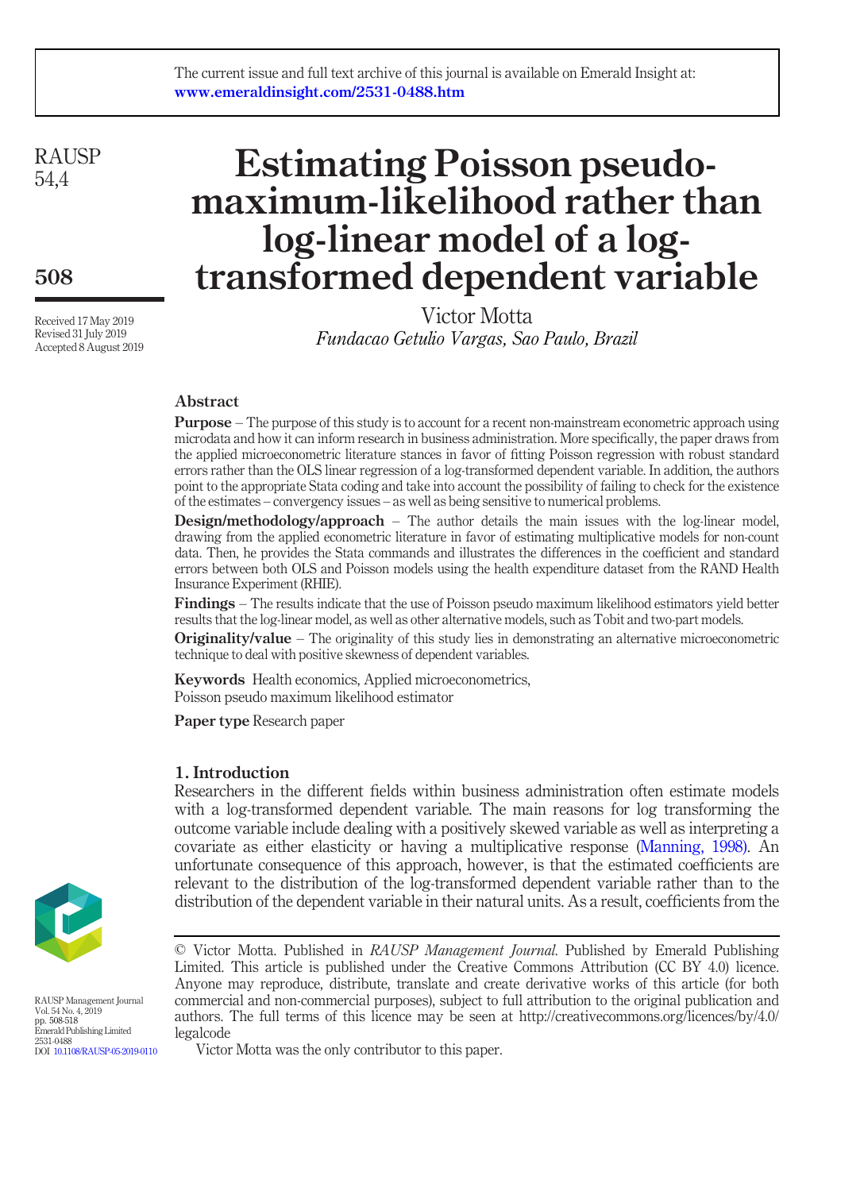The current issue and full text archive of this journal is available on Emerald Insight at: www.emeraldinsight.com/2531-0488.htm

# Estimating Poisson pseudo-maximum-likelihood rather than log-linear model of a log-transformed dependent variable

Victor Motta

*Fundacao Getulio Vargas, Sao Paulo, Brazil*

Received 17 May 2019
Revised 31 July 2019
Accepted 8 August 2019

## Abstract

**Purpose** – The purpose of this study is to account for a recent non-mainstream econometric approach using microdata and how it can inform research in business administration. More specifically, the paper draws from the applied microeconometric literature stances in favor of fitting Poisson regression with robust standard errors rather than the OLS linear regression of a log-transformed dependent variable. In addition, the authors point to the appropriate Stata coding and take into account the possibility of failing to check for the existence of the estimates – convergency issues – as well as being sensitive to numerical problems.

**Design/methodology/approach** – The author details the main issues with the log-linear model, drawing from the applied econometric literature in favor of estimating multiplicative models for non-count data. Then, he provides the Stata commands and illustrates the differences in the coefficient and standard errors between both OLS and Poisson models using the health expenditure dataset from the RAND Health Insurance Experiment (RHIE).

**Findings** – The results indicate that the use of Poisson pseudo maximum likelihood estimators yield better results that the log-linear model, as well as other alternative models, such as Tobit and two-part models.

**Originality/value** – The originality of this study lies in demonstrating an alternative microeconometric technique to deal with positive skewness of dependent variables.

**Keywords** Health economics, Applied microeconometrics, Poisson pseudo maximum likelihood estimator

**Paper type** Research paper

## 1. Introduction

Researchers in the different fields within business administration often estimate models with a log-transformed dependent variable. The main reasons for log transforming the outcome variable include dealing with a positively skewed variable as well as interpreting a covariate as either elasticity or having a multiplicative response (Manning, 1998). An unfortunate consequence of this approach, however, is that the estimated coefficients are relevant to the distribution of the log-transformed dependent variable rather than to the distribution of the dependent variable in their natural units. As a result, coefficients from the

© Victor Motta. Published in *RAUSP Management Journal*. Published by Emerald Publishing Limited. This article is published under the Creative Commons Attribution (CC BY 4.0) licence. Anyone may reproduce, distribute, translate and create derivative works of this article (for both commercial and non-commercial purposes), subject to full attribution to the original publication and authors. The full terms of this licence may be seen at http://creativecommons.org/licences/by/4.0/legalcode

Victor Motta was the only contributor to this paper.

RAUSP Management Journal
Vol. 54 No. 4, 2019
pp. 508-518
Emerald Publishing Limited
2531-0488
DOI 10.1108/RAUSP-05-2019-0110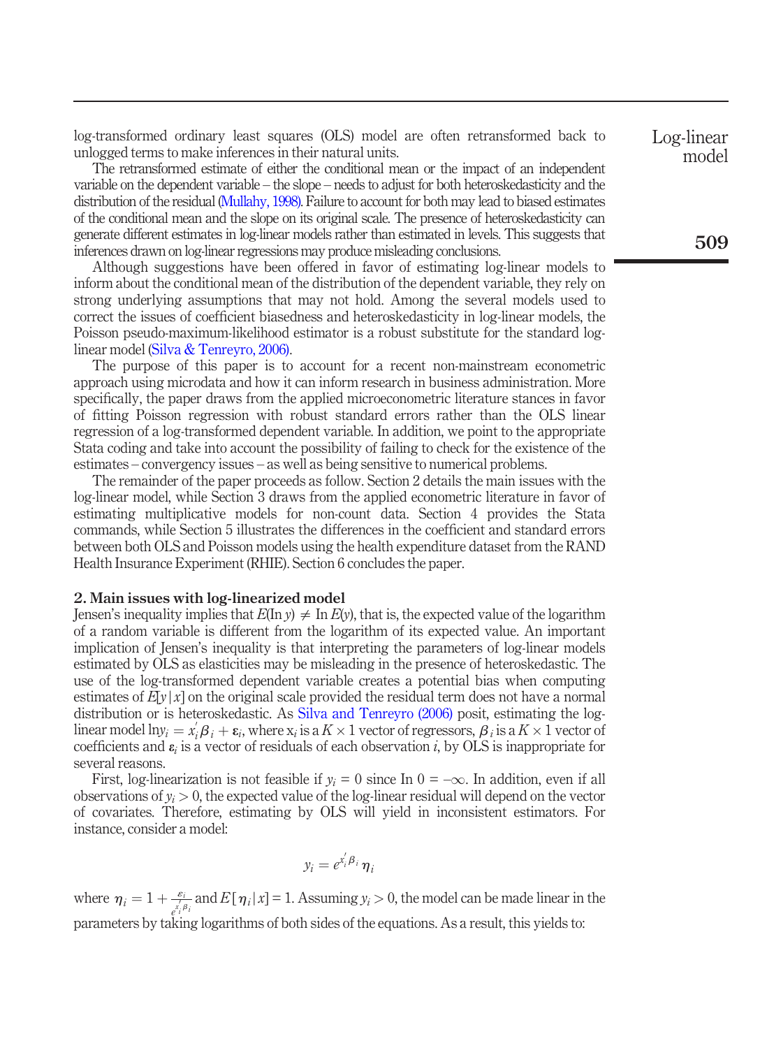log-transformed ordinary least squares (OLS) model are often retransformed back to unlogged terms to make inferences in their natural units.

The retransformed estimate of either the conditional mean or the impact of an independent variable on the dependent variable – the slope – needs to adjust for both heteroskedasticity and the distribution of the residual (Mullahy, 1998). Failure to account for both may lead to biased estimates of the conditional mean and the slope on its original scale. The presence of heteroskedasticity can generate different estimates in log-linear models rather than estimated in levels. This suggests that inferences drawn on log-linear regressions may produce misleading conclusions.

Although suggestions have been offered in favor of estimating log-linear models to inform about the conditional mean of the distribution of the dependent variable, they rely on strong underlying assumptions that may not hold. Among the several models used to correct the issues of coefficient biasedness and heteroskedasticity in log-linear models, the Poisson pseudo-maximum-likelihood estimator is a robust substitute for the standard log-linear model (Silva & Tenreyro, 2006).

The purpose of this paper is to account for a recent non-mainstream econometric approach using microdata and how it can inform research in business administration. More specifically, the paper draws from the applied microeconometric literature stances in favor of fitting Poisson regression with robust standard errors rather than the OLS linear regression of a log-transformed dependent variable. In addition, we point to the appropriate Stata coding and take into account the possibility of failing to check for the existence of the estimates – convergency issues – as well as being sensitive to numerical problems.

The remainder of the paper proceeds as follow. Section 2 details the main issues with the log-linear model, while Section 3 draws from the applied econometric literature in favor of estimating multiplicative models for non-count data. Section 4 provides the Stata commands, while Section 5 illustrates the differences in the coefficient and standard errors between both OLS and Poisson models using the health expenditure dataset from the RAND Health Insurance Experiment (RHIE). Section 6 concludes the paper.

## 2. Main issues with log-linearized model

Jensen's inequality implies that $E(\ln y) \neq \ln E(y)$, that is, the expected value of the logarithm of a random variable is different from the logarithm of its expected value. An important implication of Jensen's inequality is that interpreting the parameters of log-linear models estimated by OLS as elasticities may be misleading in the presence of heteroskedastic. The use of the log-transformed dependent variable creates a potential bias when computing estimates of $E[y|x]$ on the original scale provided the residual term does not have a normal distribution or is heteroskedastic. As Silva and Tenreyro (2006) posit, estimating the log-linear model $\ln y_i = x_i^{'}\beta_i + \varepsilon_i$, where $x_i$ is a $K \times 1$ vector of regressors, $\beta_i$ is a $K \times 1$ vector of coefficients and $\varepsilon_i$ is a vector of residuals of each observation $i$, by OLS is inappropriate for several reasons.

First, log-linearization is not feasible if $y_i = 0$ since $\ln 0 = -\infty$. In addition, even if all observations of $y_i > 0$, the expected value of the log-linear residual will depend on the vector of covariates. Therefore, estimating by OLS will yield in inconsistent estimators. For instance, consider a model:

$$y_i = e^{x_i^{'}\beta_i}\eta_i$$

where $\eta_i = 1 + \frac{\varepsilon_i}{e^{x_i^{'}\beta_i}}$ and $E[\eta_i|x] = 1$. Assuming $y_i > 0$, the model can be made linear in the parameters by taking logarithms of both sides of the equations. As a result, this yields to: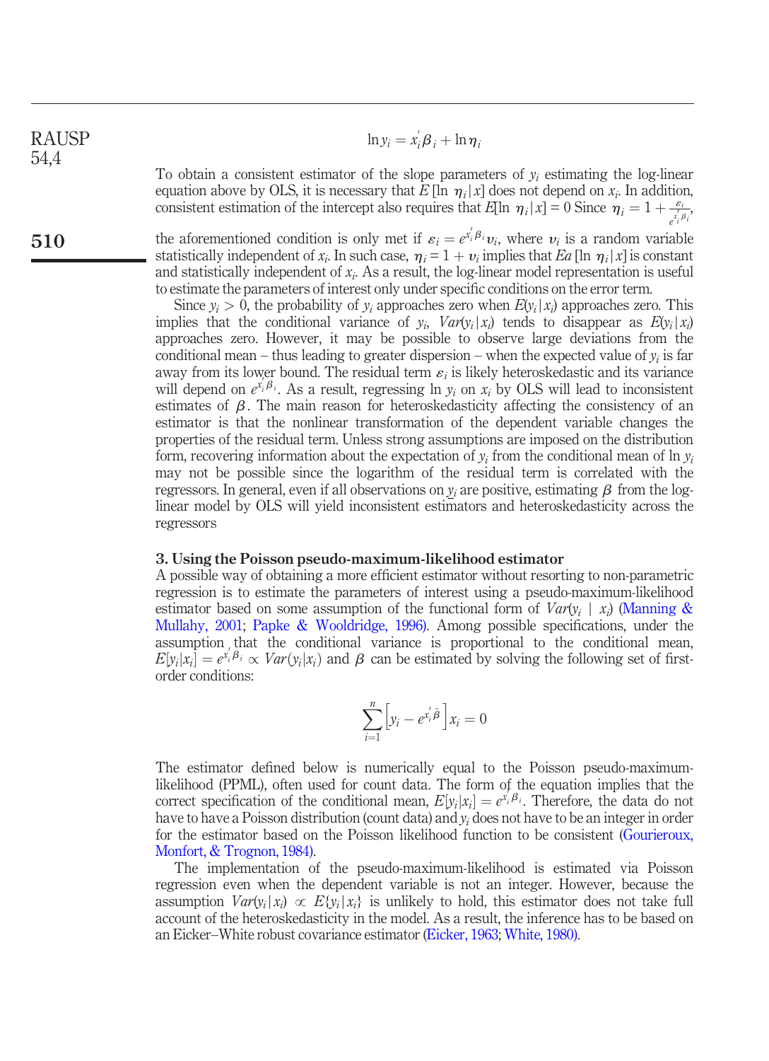$$\ln y_i = x_i^{'}\beta_i + \ln \eta_i$$

To obtain a consistent estimator of the slope parameters of $y_i$ estimating the log-linear equation above by OLS, it is necessary that $E\,[\ln\ \eta_i|x]$ does not depend on $x_i$. In addition, consistent estimation of the intercept also requires that $E[\ln\ \eta_i|x] = 0$ Since $\eta_i = 1 + \frac{\varepsilon_i}{e^{x_i^{'}\beta_i}}$, the aforementioned condition is only met if $\varepsilon_i = e^{x_i^{'}\beta_i}\upsilon_i$, where $\upsilon_i$ is a random variable statistically independent of $x_i$. In such case, $\eta_i = 1 + \upsilon_i$ implies that $Ea\,[\ln\ \eta_i|x]$ is constant and statistically independent of $x_i$. As a result, the log-linear model representation is useful to estimate the parameters of interest only under specific conditions on the error term.

Since $y_i > 0$, the probability of $y_i$ approaches zero when $E(y_i|x_i)$ approaches zero. This implies that the conditional variance of $y_i$, $Var(y_i|x_i)$ tends to disappear as $E(y_i|x_i)$ approaches zero. However, it may be possible to observe large deviations from the conditional mean – thus leading to greater dispersion – when the expected value of $y_i$ is far away from its lower bound. The residual term $\varepsilon_i$ is likely heteroskedastic and its variance will depend on $e^{x_i^{'}\beta_i}$. As a result, regressing $\ln\ y_i$ on $x_i$ by OLS will lead to inconsistent estimates of $\beta$. The main reason for heteroskedasticity affecting the consistency of an estimator is that the nonlinear transformation of the dependent variable changes the properties of the residual term. Unless strong assumptions are imposed on the distribution form, recovering information about the expectation of $y_i$ from the conditional mean of $\ln\ y_i$ may not be possible since the logarithm of the residual term is correlated with the regressors. In general, even if all observations on $y_i$ are positive, estimating $\beta$ from the log-linear model by OLS will yield inconsistent estimators and heteroskedasticity across the regressors

## 3. Using the Poisson pseudo-maximum-likelihood estimator

A possible way of obtaining a more efficient estimator without resorting to non-parametric regression is to estimate the parameters of interest using a pseudo-maximum-likelihood estimator based on some assumption of the functional form of $Var(y_i\ |\ x_i)$ (Manning & Mullahy, 2001; Papke & Wooldridge, 1996). Among possible specifications, under the assumption that the conditional variance is proportional to the conditional mean, $E[y_i|x_i] = e^{x_i^{'}\beta_i} \propto Var(y_i|x_i)$ and $\beta$ can be estimated by solving the following set of first-order conditions:

$$\sum_{i=1}^{n}\left[y_i - e^{x_i^{'}\tilde{\beta}}\right]x_i = 0$$

The estimator defined below is numerically equal to the Poisson pseudo-maximum-likelihood (PPML), often used for count data. The form of the equation implies that the correct specification of the conditional mean, $E[y_i|x_i] = e^{x_i^{'}\beta_i}$. Therefore, the data do not have to have a Poisson distribution (count data) and $y_i$ does not have to be an integer in order for the estimator based on the Poisson likelihood function to be consistent (Gourieroux, Monfort, & Trognon, 1984).

The implementation of the pseudo-maximum-likelihood is estimated via Poisson regression even when the dependent variable is not an integer. However, because the assumption $Var(y_i|x_i) \propto E\{y_i|x_i\}$ is unlikely to hold, this estimator does not take full account of the heteroskedasticity in the model. As a result, the inference has to be based on an Eicker–White robust covariance estimator (Eicker, 1963; White, 1980).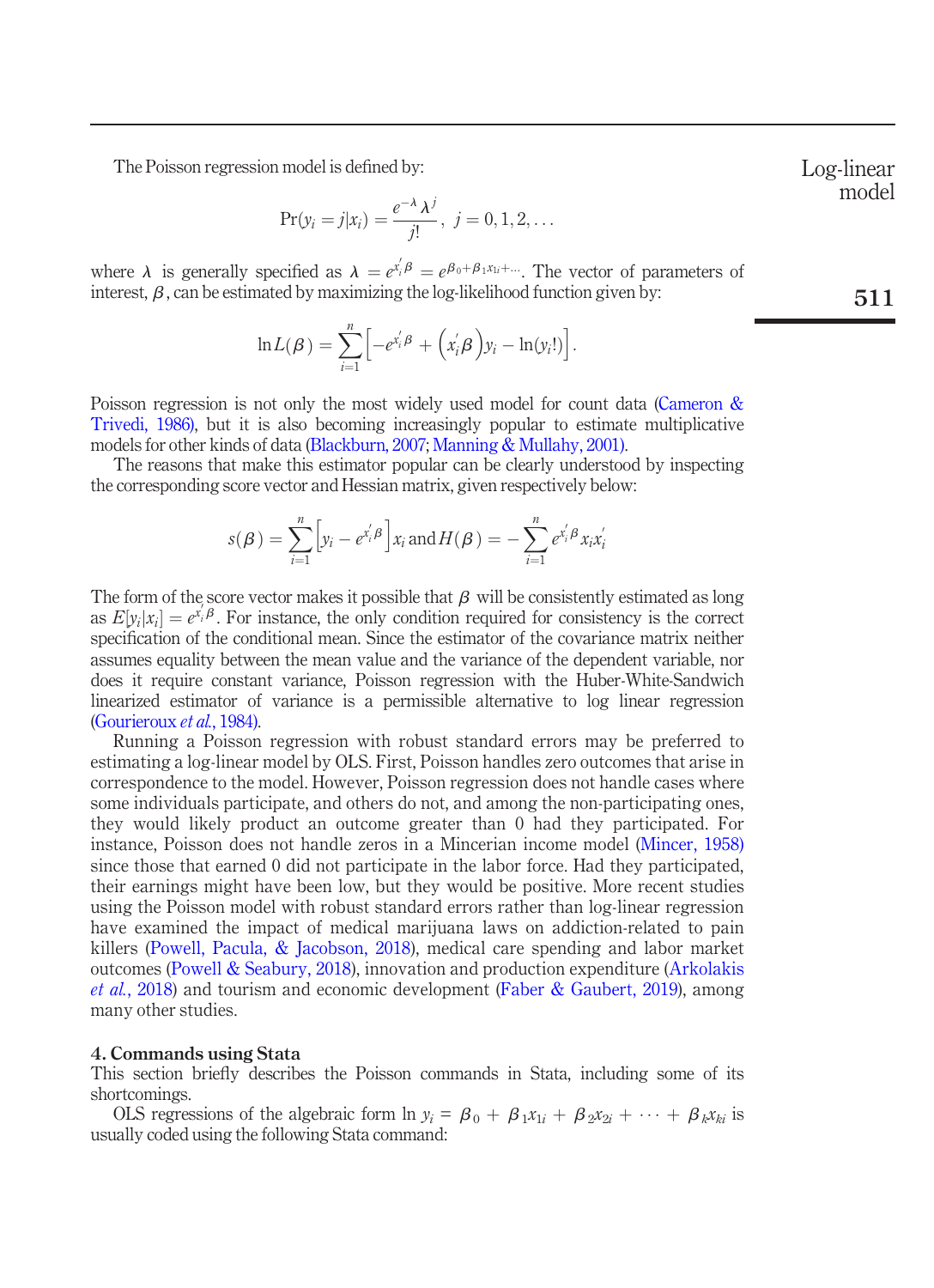The Poisson regression model is defined by:

$$\Pr(y_i = j|x_i) = \frac{e^{-\lambda}\lambda^j}{j!},\ j = 0, 1, 2, \ldots$$

where $\lambda$ is generally specified as $\lambda = e^{x_i'\beta} = e^{\beta_0+\beta_1 x_{1i}+\cdots}$. The vector of parameters of interest, $\beta$, can be estimated by maximizing the log-likelihood function given by:

$$\ln L(\beta) = \sum_{i=1}^{n}\left[-e^{x_i'\beta} + \left(x_i'\beta\right)y_i - \ln(y_i!)\right].$$

Poisson regression is not only the most widely used model for count data (Cameron & Trivedi, 1986), but it is also becoming increasingly popular to estimate multiplicative models for other kinds of data (Blackburn, 2007; Manning & Mullahy, 2001).

The reasons that make this estimator popular can be clearly understood by inspecting the corresponding score vector and Hessian matrix, given respectively below:

$$s(\beta) = \sum_{i=1}^{n}\left[y_i - e^{x_i'\beta}\right]x_i \text{ and } H(\beta) = -\sum_{i=1}^{n} e^{x_i'\beta}x_i x_i'$$

The form of the score vector makes it possible that $\beta$ will be consistently estimated as long as $E[y_i|x_i] = e^{x_i'\beta}$. For instance, the only condition required for consistency is the correct specification of the conditional mean. Since the estimator of the covariance matrix neither assumes equality between the mean value and the variance of the dependent variable, nor does it require constant variance, Poisson regression with the Huber-White-Sandwich linearized estimator of variance is a permissible alternative to log linear regression (Gourieroux *et al.*, 1984).

Running a Poisson regression with robust standard errors may be preferred to estimating a log-linear model by OLS. First, Poisson handles zero outcomes that arise in correspondence to the model. However, Poisson regression does not handle cases where some individuals participate, and others do not, and among the non-participating ones, they would likely product an outcome greater than 0 had they participated. For instance, Poisson does not handle zeros in a Mincerian income model (Mincer, 1958) since those that earned 0 did not participate in the labor force. Had they participated, their earnings might have been low, but they would be positive. More recent studies using the Poisson model with robust standard errors rather than log-linear regression have examined the impact of medical marijuana laws on addiction-related to pain killers (Powell, Pacula, & Jacobson, 2018), medical care spending and labor market outcomes (Powell & Seabury, 2018), innovation and production expenditure (Arkolakis *et al.*, 2018) and tourism and economic development (Faber & Gaubert, 2019), among many other studies.

## 4. Commands using Stata

This section briefly describes the Poisson commands in Stata, including some of its shortcomings.

OLS regressions of the algebraic form $\ln y_i = \beta_0 + \beta_1 x_{1i} + \beta_2 x_{2i} + \cdots + \beta_k x_{ki}$ is usually coded using the following Stata command: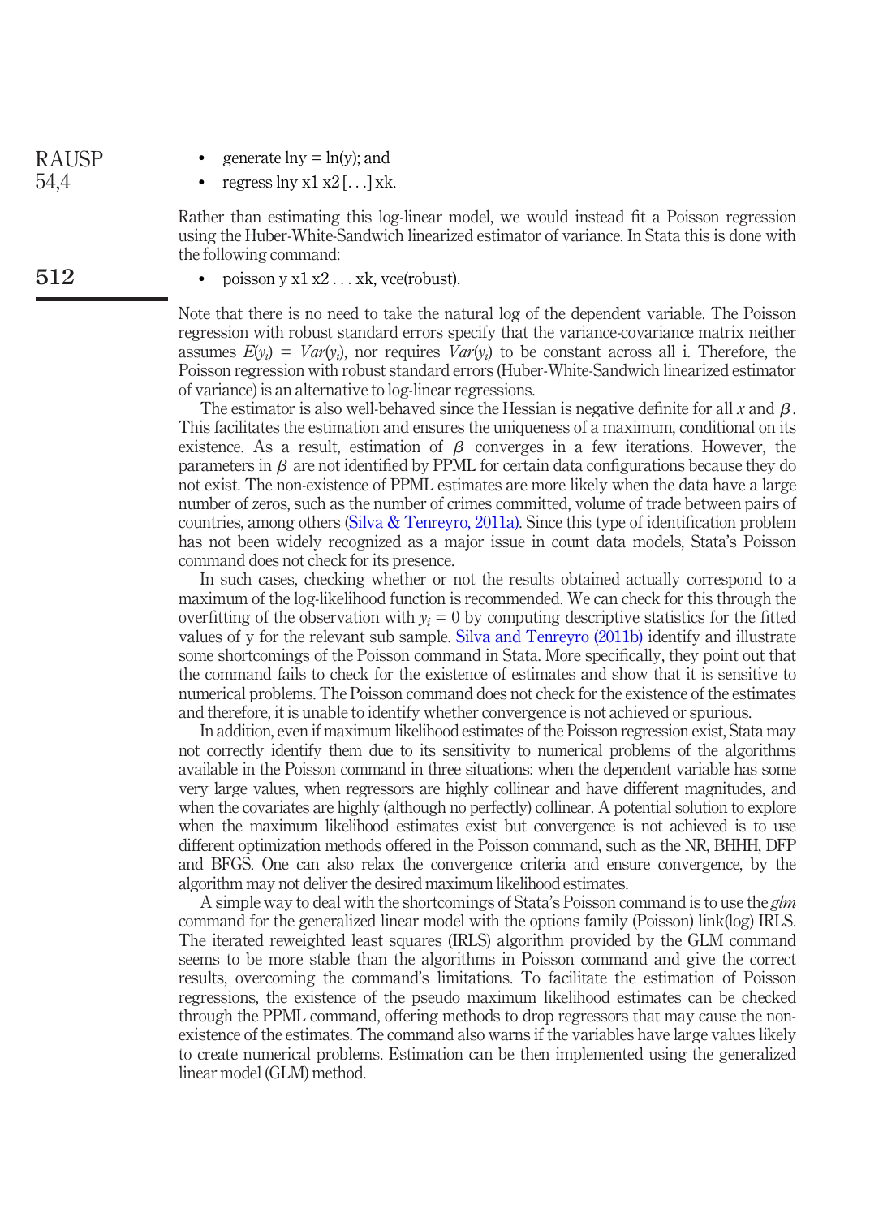- generate lny = ln(y); and
- regress lny x1 x2 [...] xk.

Rather than estimating this log-linear model, we would instead fit a Poisson regression using the Huber-White-Sandwich linearized estimator of variance. In Stata this is done with the following command:

- poisson y x1 x2 ... xk, vce(robust).

Note that there is no need to take the natural log of the dependent variable. The Poisson regression with robust standard errors specify that the variance-covariance matrix neither assumes $E(y_i) = Var(y_i)$, nor requires $Var(y_i)$ to be constant across all i. Therefore, the Poisson regression with robust standard errors (Huber-White-Sandwich linearized estimator of variance) is an alternative to log-linear regressions.

The estimator is also well-behaved since the Hessian is negative definite for all $x$ and $\beta$. This facilitates the estimation and ensures the uniqueness of a maximum, conditional on its existence. As a result, estimation of $\beta$ converges in a few iterations. However, the parameters in $\beta$ are not identified by PPML for certain data configurations because they do not exist. The non-existence of PPML estimates are more likely when the data have a large number of zeros, such as the number of crimes committed, volume of trade between pairs of countries, among others (Silva & Tenreyro, 2011a). Since this type of identification problem has not been widely recognized as a major issue in count data models, Stata's Poisson command does not check for its presence.

In such cases, checking whether or not the results obtained actually correspond to a maximum of the log-likelihood function is recommended. We can check for this through the overfitting of the observation with $y_i = 0$ by computing descriptive statistics for the fitted values of y for the relevant sub sample. Silva and Tenreyro (2011b) identify and illustrate some shortcomings of the Poisson command in Stata. More specifically, they point out that the command fails to check for the existence of estimates and show that it is sensitive to numerical problems. The Poisson command does not check for the existence of the estimates and therefore, it is unable to identify whether convergence is not achieved or spurious.

In addition, even if maximum likelihood estimates of the Poisson regression exist, Stata may not correctly identify them due to its sensitivity to numerical problems of the algorithms available in the Poisson command in three situations: when the dependent variable has some very large values, when regressors are highly collinear and have different magnitudes, and when the covariates are highly (although no perfectly) collinear. A potential solution to explore when the maximum likelihood estimates exist but convergence is not achieved is to use different optimization methods offered in the Poisson command, such as the NR, BHHH, DFP and BFGS. One can also relax the convergence criteria and ensure convergence, by the algorithm may not deliver the desired maximum likelihood estimates.

A simple way to deal with the shortcomings of Stata's Poisson command is to use the *glm* command for the generalized linear model with the options family (Poisson) link(log) IRLS. The iterated reweighted least squares (IRLS) algorithm provided by the GLM command seems to be more stable than the algorithms in Poisson command and give the correct results, overcoming the command's limitations. To facilitate the estimation of Poisson regressions, the existence of the pseudo maximum likelihood estimates can be checked through the PPML command, offering methods to drop regressors that may cause the non-existence of the estimates. The command also warns if the variables have large values likely to create numerical problems. Estimation can be then implemented using the generalized linear model (GLM) method.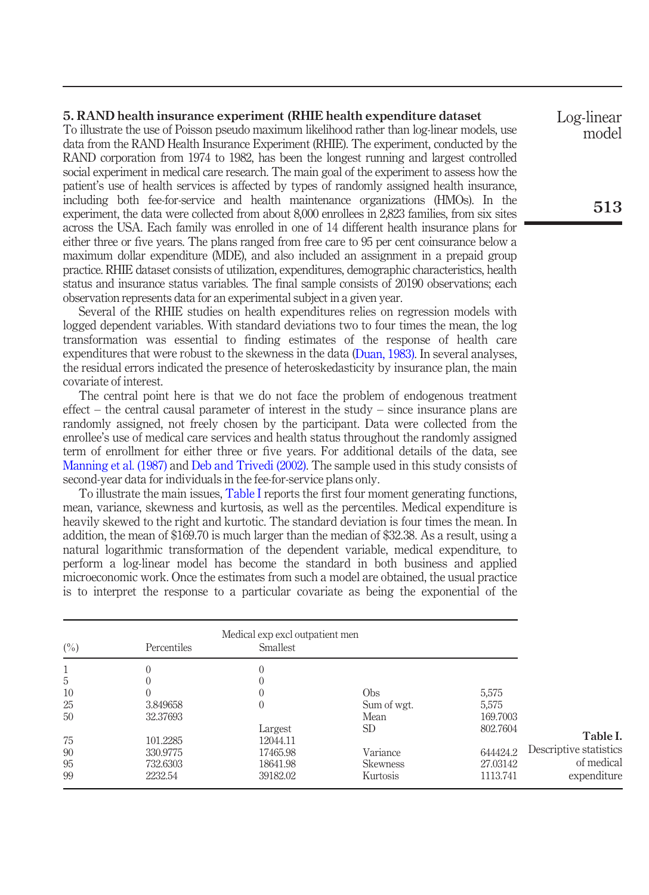## 5. RAND health insurance experiment (RHIE health expenditure dataset

To illustrate the use of Poisson pseudo maximum likelihood rather than log-linear models, use data from the RAND Health Insurance Experiment (RHIE). The experiment, conducted by the RAND corporation from 1974 to 1982, has been the longest running and largest controlled social experiment in medical care research. The main goal of the experiment to assess how the patient's use of health services is affected by types of randomly assigned health insurance, including both fee-for-service and health maintenance organizations (HMOs). In the experiment, the data were collected from about 8,000 enrollees in 2,823 families, from six sites across the USA. Each family was enrolled in one of 14 different health insurance plans for either three or five years. The plans ranged from free care to 95 per cent coinsurance below a maximum dollar expenditure (MDE), and also included an assignment in a prepaid group practice. RHIE dataset consists of utilization, expenditures, demographic characteristics, health status and insurance status variables. The final sample consists of 20190 observations; each observation represents data for an experimental subject in a given year.

Several of the RHIE studies on health expenditures relies on regression models with logged dependent variables. With standard deviations two to four times the mean, the log transformation was essential to finding estimates of the response of health care expenditures that were robust to the skewness in the data (Duan, 1983). In several analyses, the residual errors indicated the presence of heteroskedasticity by insurance plan, the main covariate of interest.

The central point here is that we do not face the problem of endogenous treatment effect – the central causal parameter of interest in the study – since insurance plans are randomly assigned, not freely chosen by the participant. Data were collected from the enrollee's use of medical care services and health status throughout the randomly assigned term of enrollment for either three or five years. For additional details of the data, see Manning et al. (1987) and Deb and Trivedi (2002). The sample used in this study consists of second-year data for individuals in the fee-for-service plans only.

To illustrate the main issues, Table I reports the first four moment generating functions, mean, variance, skewness and kurtosis, as well as the percentiles. Medical expenditure is heavily skewed to the right and kurtotic. The standard deviation is four times the mean. In addition, the mean of $169.70 is much larger than the median of $32.38. As a result, using a natural logarithmic transformation of the dependent variable, medical expenditure, to perform a log-linear model has become the standard in both business and applied microeconomic work. Once the estimates from such a model are obtained, the usual practice is to interpret the response to a particular covariate as being the exponential of the

| | | Medical exp excl outpatient men | | |
|---|---|---|---|---|
| (%) | Percentiles | Smallest | | |
| 1 | 0 | 0 | | |
| 5 | 0 | 0 | | |
| 10 | 0 | 0 | Obs | 5,575 |
| 25 | 3.849658 | 0 | Sum of wgt. | 5,575 |
| 50 | 32.37693 | | Mean | 169.7003 |
| | | Largest | SD | 802.7604 |
| 75 | 101.2285 | 12044.11 | | |
| 90 | 330.9775 | 17465.98 | Variance | 644424.2 |
| 95 | 732.6303 | 18641.98 | Skewness | 27.03142 |
| 99 | 2232.54 | 39182.02 | Kurtosis | 1113.741 |

**Table I.** Descriptive statistics of medical expenditure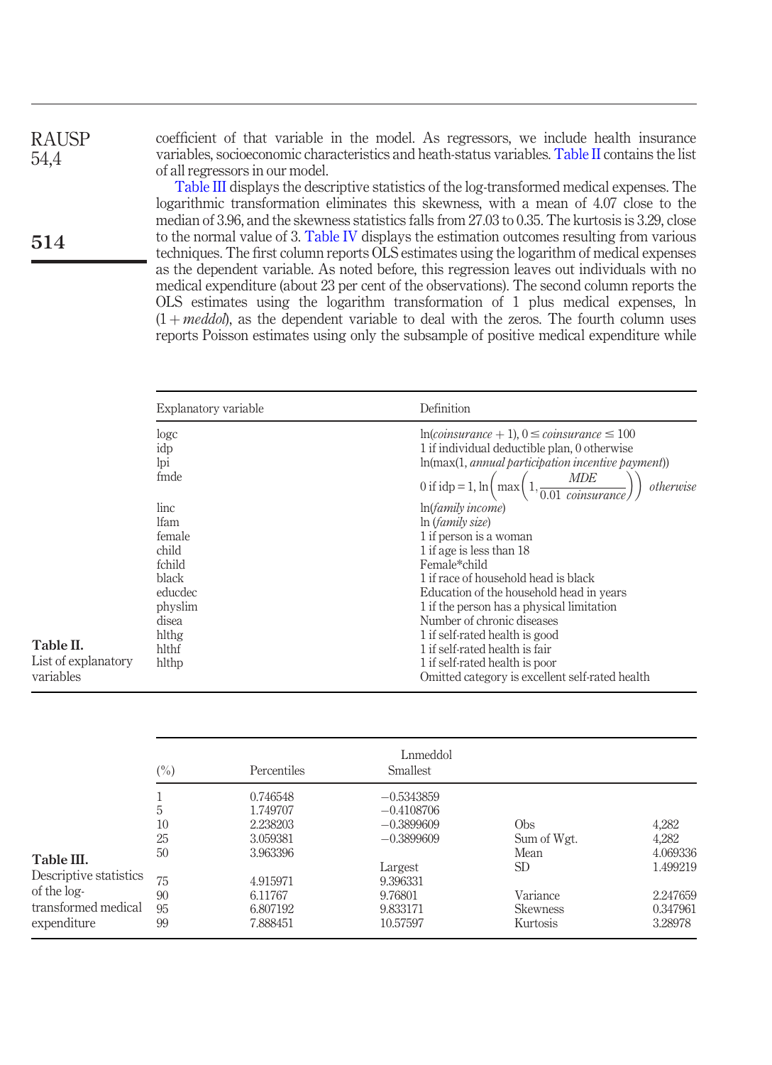coefficient of that variable in the model. As regressors, we include health insurance variables, socioeconomic characteristics and heath-status variables. Table II contains the list of all regressors in our model.

Table III displays the descriptive statistics of the log-transformed medical expenses. The logarithmic transformation eliminates this skewness, with a mean of 4.07 close to the median of 3.96, and the skewness statistics falls from 27.03 to 0.35. The kurtosis is 3.29, close to the normal value of 3. Table IV displays the estimation outcomes resulting from various techniques. The first column reports OLS estimates using the logarithm of medical expenses as the dependent variable. As noted before, this regression leaves out individuals with no medical expenditure (about 23 per cent of the observations). The second column reports the OLS estimates using the logarithm transformation of 1 plus medical expenses, ln $(1 + meddol)$, as the dependent variable to deal with the zeros. The fourth column uses reports Poisson estimates using only the subsample of positive medical expenditure while

**Table II.** List of explanatory variables

| Explanatory variable | Definition |
|---|---|
| logc | $\ln(coinsurance + 1)$, $0 \leq coinsurance \leq 100$ |
| idp | 1 if individual deductible plan, 0 otherwise |
| lpi | ln(max(1, *annual participation incentive payment*)) |
| fmde | 0 if idp = 1, $\ln\left(\max\left(1, \frac{MDE}{0.01\ coinsurance}\right)\right)$ *otherwise* |
| linc | ln(*family income*) |
| lfam | ln (*family size*) |
| female | 1 if person is a woman |
| child | 1 if age is less than 18 |
| fchild | Female*child |
| black | 1 if race of household head is black |
| educdec | Education of the household head in years |
| physlim | 1 if the person has a physical limitation |
| disea | Number of chronic diseases |
| hlthg | 1 if self-rated health is good |
| hlthf | 1 if self-rated health is fair |
| hlthp | 1 if self-rated health is poor |
| | Omitted category is excellent self-rated health |

**Table III.** Descriptive statistics of the log-transformed medical expenditure

| (%) | Percentiles | Lnmeddol Smallest | | |
|---|---|---|---|---|
| 1 | 0.746548 | −0.5343859 | | |
| 5 | 1.749707 | −0.4108706 | | |
| 10 | 2.238203 | −0.3899609 | Obs | 4,282 |
| 25 | 3.059381 | −0.3899609 | Sum of Wgt. | 4,282 |
| 50 | 3.963396 | | Mean | 4.069336 |
| | | Largest | SD | 1.499219 |
| 75 | 4.915971 | 9.396331 | | |
| 90 | 6.11767 | 9.76801 | Variance | 2.247659 |
| 95 | 6.807192 | 9.833171 | Skewness | 0.347961 |
| 99 | 7.888451 | 10.57597 | Kurtosis | 3.28978 |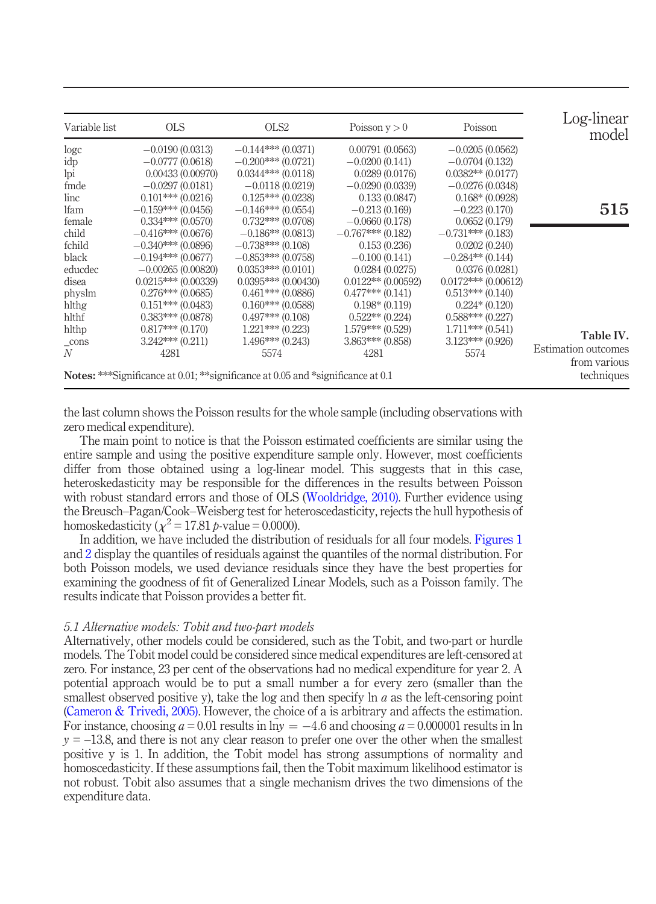**Table IV.** Estimation outcomes from various techniques

| Variable list | OLS | OLS2 | Poisson y > 0 | Poisson |
|---|---|---|---|---|
| logc | −0.0190 (0.0313) | −0.144*** (0.0371) | 0.00791 (0.0563) | −0.0205 (0.0562) |
| idp | −0.0777 (0.0618) | −0.200*** (0.0721) | −0.0200 (0.141) | −0.0704 (0.132) |
| lpi | 0.00433 (0.00970) | 0.0344*** (0.0118) | 0.0289 (0.0176) | 0.0382** (0.0177) |
| fmde | −0.0297 (0.0181) | −0.0118 (0.0219) | −0.0290 (0.0339) | −0.0276 (0.0348) |
| linc | 0.101*** (0.0216) | 0.125*** (0.0238) | 0.133 (0.0847) | 0.168* (0.0928) |
| lfam | −0.159*** (0.0456) | −0.146*** (0.0554) | −0.213 (0.169) | −0.223 (0.170) |
| female | 0.334*** (0.0570) | 0.732*** (0.0708) | −0.0660 (0.178) | 0.0652 (0.179) |
| child | −0.416*** (0.0676) | −0.186** (0.0813) | −0.767*** (0.182) | −0.731*** (0.183) |
| fchild | −0.340*** (0.0896) | −0.738*** (0.108) | 0.153 (0.236) | 0.0202 (0.240) |
| black | −0.194*** (0.0677) | −0.853*** (0.0758) | −0.100 (0.141) | −0.284** (0.144) |
| educdec | −0.00265 (0.00820) | 0.0353*** (0.0101) | 0.0284 (0.0275) | 0.0376 (0.0281) |
| disea | 0.0215*** (0.00339) | 0.0395*** (0.00430) | 0.0122** (0.00592) | 0.0172*** (0.00612) |
| physlm | 0.276*** (0.0685) | 0.461*** (0.0886) | 0.477*** (0.141) | 0.513*** (0.140) |
| hlthg | 0.151*** (0.0483) | 0.160*** (0.0588) | 0.198* (0.119) | 0.224* (0.120) |
| hlthf | 0.383*** (0.0878) | 0.497*** (0.108) | 0.522** (0.224) | 0.588*** (0.227) |
| hlthp | 0.817*** (0.170) | 1.221*** (0.223) | 1.579*** (0.529) | 1.711*** (0.541) |
| _cons | 3.242*** (0.211) | 1.496*** (0.243) | 3.863*** (0.858) | 3.123*** (0.926) |
| *N* | 4281 | 5574 | 4281 | 5574 |

**Notes:** ***Significance at 0.01; **significance at 0.05 and *significance at 0.1

the last column shows the Poisson results for the whole sample (including observations with zero medical expenditure).

The main point to notice is that the Poisson estimated coefficients are similar using the entire sample and using the positive expenditure sample only. However, most coefficients differ from those obtained using a log-linear model. This suggests that in this case, heteroskedasticity may be responsible for the differences in the results between Poisson with robust standard errors and those of OLS (Wooldridge, 2010). Further evidence using the Breusch–Pagan/Cook–Weisberg test for heteroscedasticity, rejects the hull hypothesis of homoskedasticity ($\chi^2 = 17.81$ $p$-value = 0.0000).

In addition, we have included the distribution of residuals for all four models. Figures 1 and 2 display the quantiles of residuals against the quantiles of the normal distribution. For both Poisson models, we used deviance residuals since they have the best properties for examining the goodness of fit of Generalized Linear Models, such as a Poisson family. The results indicate that Poisson provides a better fit.

### *5.1 Alternative models: Tobit and two-part models*

Alternatively, other models could be considered, such as the Tobit, and two-part or hurdle models. The Tobit model could be considered since medical expenditures are left-censored at zero. For instance, 23 per cent of the observations had no medical expenditure for year 2. A potential approach would be to put a small number a for every zero (smaller than the smallest observed positive y), take the log and then specify ln $a$ as the left-censoring point (Cameron & Trivedi, 2005). However, the choice of a is arbitrary and affects the estimation. For instance, choosing $a = 0.01$ results in $\ln y = -4.6$ and choosing $a = 0.000001$ results in $\ln y = -13.8$, and there is not any clear reason to prefer one over the other when the smallest positive y is 1. In addition, the Tobit model has strong assumptions of normality and homoscedasticity. If these assumptions fail, then the Tobit maximum likelihood estimator is not robust. Tobit also assumes that a single mechanism drives the two dimensions of the expenditure data.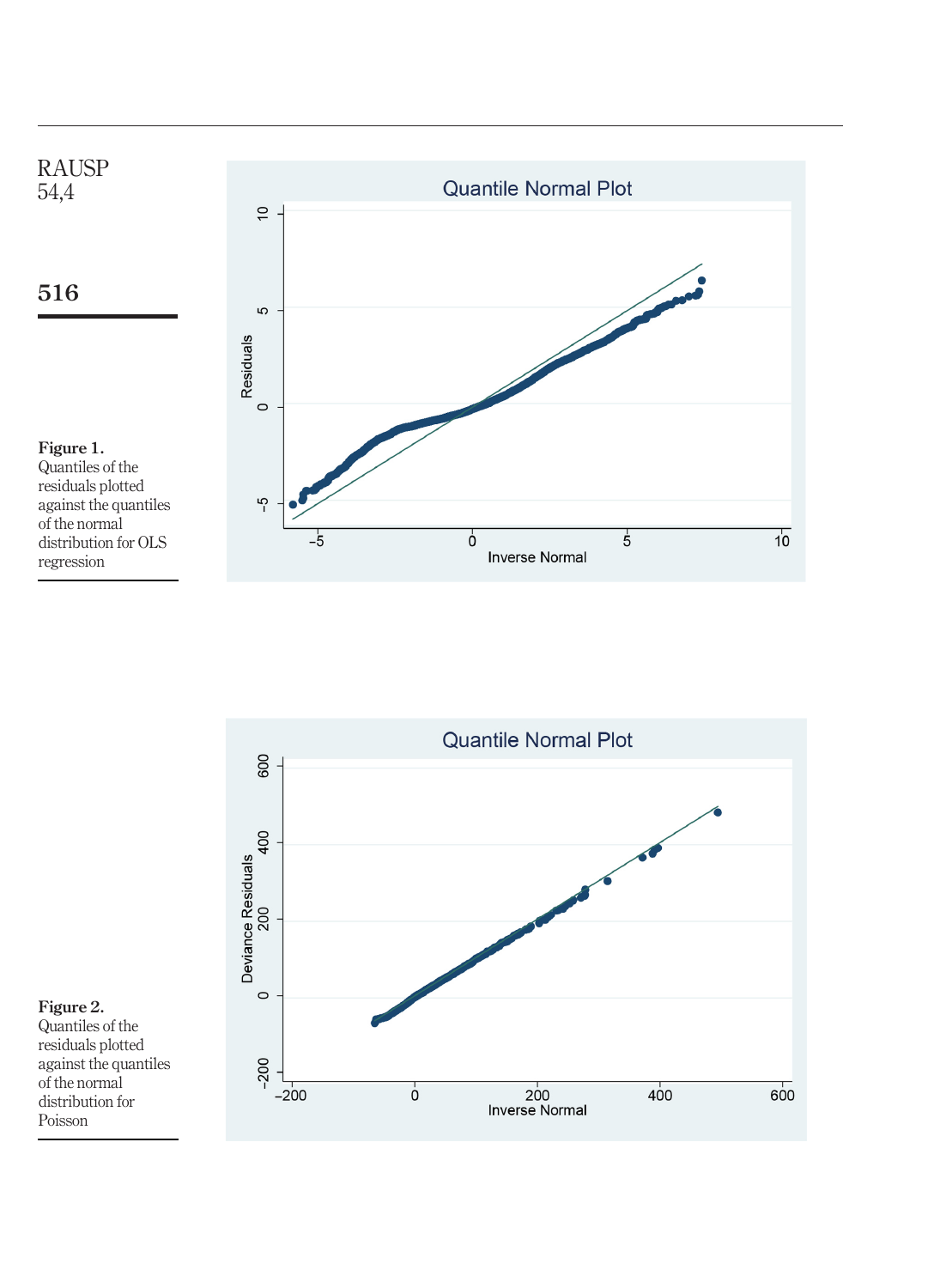**Figure 1.**
Quantiles of the residuals plotted against the quantiles of the normal distribution for OLS regression

**Figure 2.**
Quantiles of the residuals plotted against the quantiles of the normal distribution for Poisson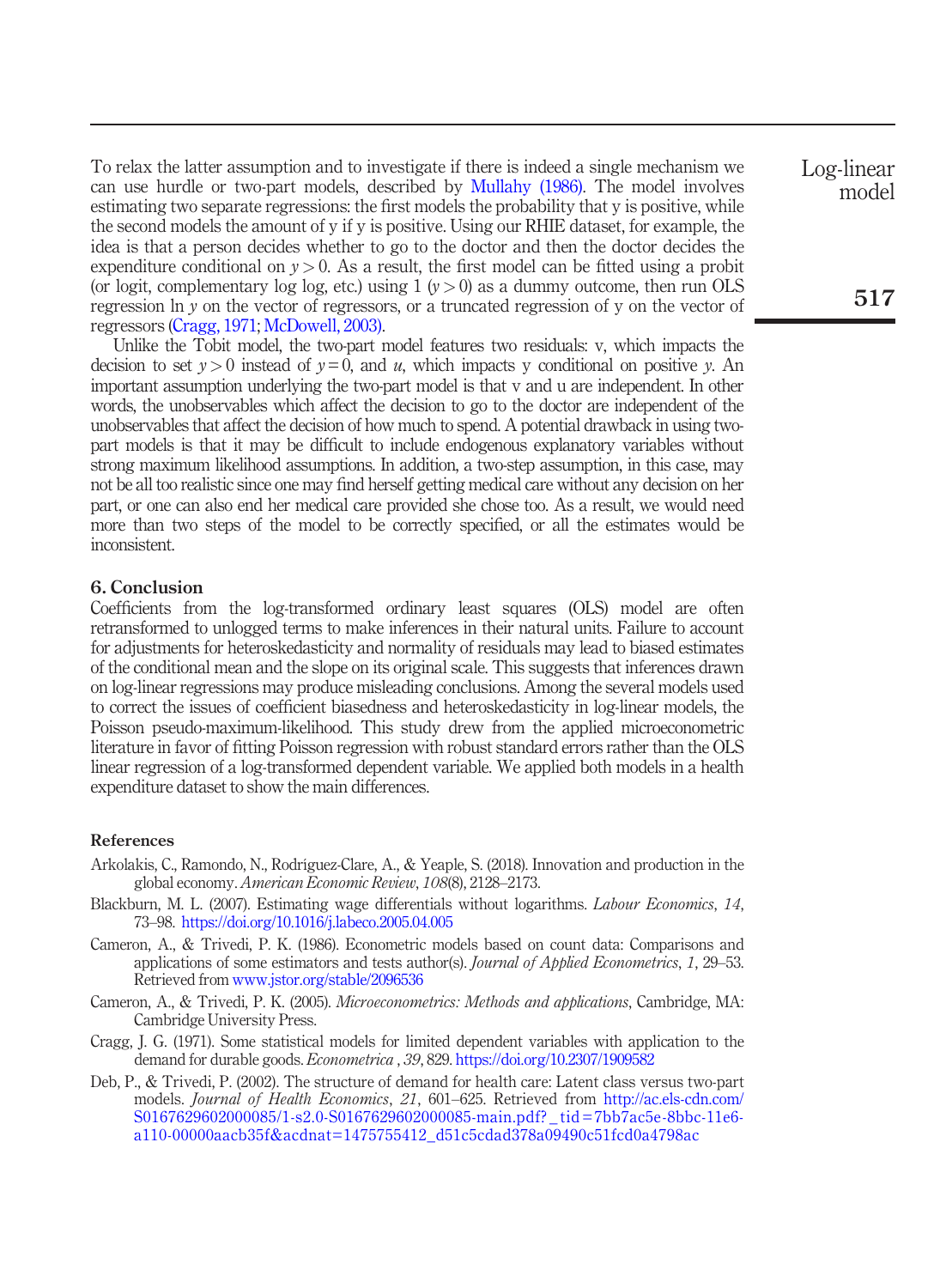To relax the latter assumption and to investigate if there is indeed a single mechanism we can use hurdle or two-part models, described by Mullahy (1986). The model involves estimating two separate regressions: the first models the probability that y is positive, while the second models the amount of y if y is positive. Using our RHIE dataset, for example, the idea is that a person decides whether to go to the doctor and then the doctor decides the expenditure conditional on $y > 0$. As a result, the first model can be fitted using a probit (or logit, complementary log log, etc.) using 1 $(y > 0)$ as a dummy outcome, then run OLS regression $\ln y$ on the vector of regressors, or a truncated regression of y on the vector of regressors (Cragg, 1971; McDowell, 2003).

Unlike the Tobit model, the two-part model features two residuals: v, which impacts the decision to set $y > 0$ instead of $y = 0$, and $u$, which impacts y conditional on positive $y$. An important assumption underlying the two-part model is that v and u are independent. In other words, the unobservables which affect the decision to go to the doctor are independent of the unobservables that affect the decision of how much to spend. A potential drawback in using two-part models is that it may be difficult to include endogenous explanatory variables without strong maximum likelihood assumptions. In addition, a two-step assumption, in this case, may not be all too realistic since one may find herself getting medical care without any decision on her part, or one can also end her medical care provided she chose too. As a result, we would need more than two steps of the model to be correctly specified, or all the estimates would be inconsistent.

## 6. Conclusion

Coefficients from the log-transformed ordinary least squares (OLS) model are often retransformed to unlogged terms to make inferences in their natural units. Failure to account for adjustments for heteroskedasticity and normality of residuals may lead to biased estimates of the conditional mean and the slope on its original scale. This suggests that inferences drawn on log-linear regressions may produce misleading conclusions. Among the several models used to correct the issues of coefficient biasedness and heteroskedasticity in log-linear models, the Poisson pseudo-maximum-likelihood. This study drew from the applied microeconometric literature in favor of fitting Poisson regression with robust standard errors rather than the OLS linear regression of a log-transformed dependent variable. We applied both models in a health expenditure dataset to show the main differences.

## References

Arkolakis, C., Ramondo, N., Rodríguez-Clare, A., & Yeaple, S. (2018). Innovation and production in the global economy. *American Economic Review*, *108*(8), 2128–2173.

Blackburn, M. L. (2007). Estimating wage differentials without logarithms. *Labour Economics*, *14*, 73–98. https://doi.org/10.1016/j.labeco.2005.04.005

Cameron, A., & Trivedi, P. K. (1986). Econometric models based on count data: Comparisons and applications of some estimators and tests author(s). *Journal of Applied Econometrics*, *1*, 29–53. Retrieved from www.jstor.org/stable/2096536

Cameron, A., & Trivedi, P. K. (2005). *Microeconometrics: Methods and applications*, Cambridge, MA: Cambridge University Press.

Cragg, J. G. (1971). Some statistical models for limited dependent variables with application to the demand for durable goods. *Econometrica* , *39*, 829. https://doi.org/10.2307/1909582

Deb, P., & Trivedi, P. (2002). The structure of demand for health care: Latent class versus two-part models. *Journal of Health Economics*, *21*, 601–625. Retrieved from http://ac.els-cdn.com/S0167629602000085/1-s2.0-S0167629602000085-main.pdf?_tid=7bb7ac5e-8bbc-11e6-a110-00000aacb35f&acdnat=1475755412_d51c5cdad378a09490c51fcd0a4798ac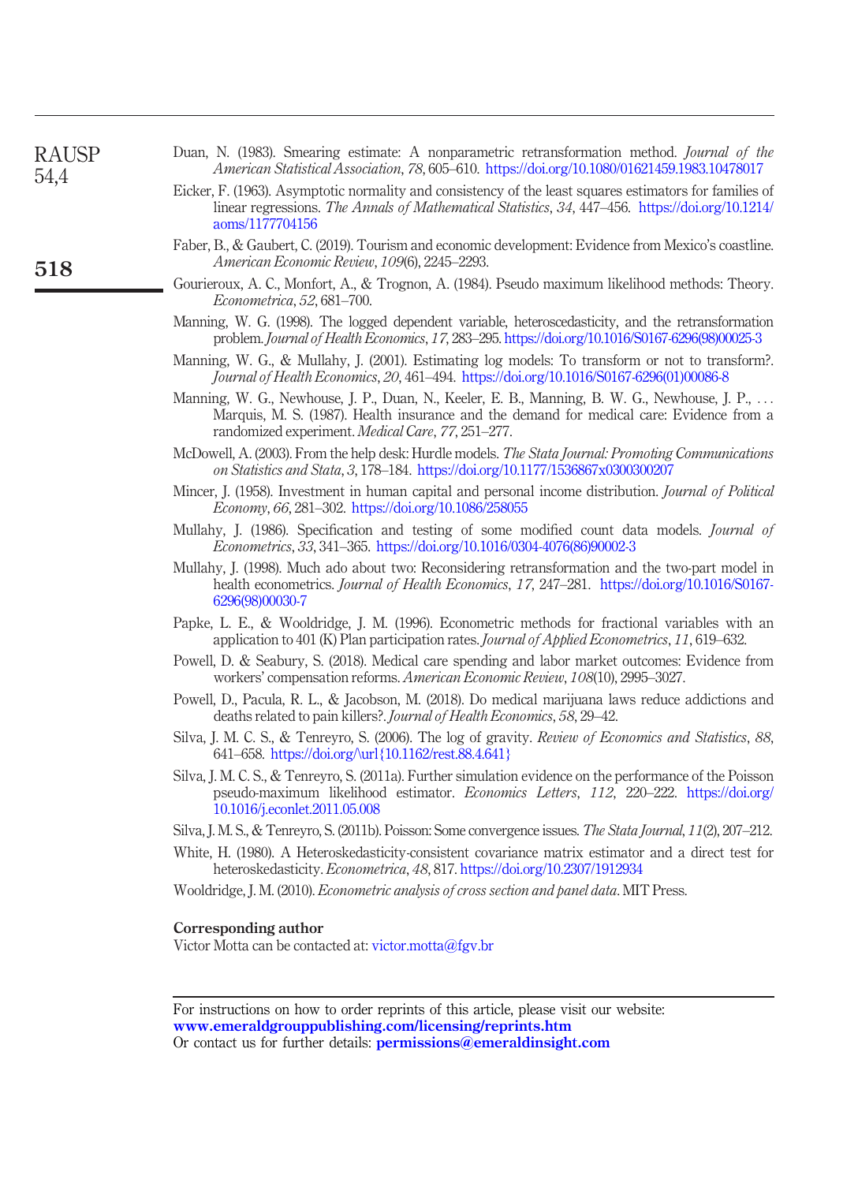Duan, N. (1983). Smearing estimate: A nonparametric retransformation method. *Journal of the American Statistical Association*, *78*, 605–610. https://doi.org/10.1080/01621459.1983.10478017

Eicker, F. (1963). Asymptotic normality and consistency of the least squares estimators for families of linear regressions. *The Annals of Mathematical Statistics*, *34*, 447–456. https://doi.org/10.1214/aoms/1177704156

Faber, B., & Gaubert, C. (2019). Tourism and economic development: Evidence from Mexico's coastline. *American Economic Review*, *109*(6), 2245–2293.

Gourieroux, A. C., Monfort, A., & Trognon, A. (1984). Pseudo maximum likelihood methods: Theory. *Econometrica*, *52*, 681–700.

Manning, W. G. (1998). The logged dependent variable, heteroscedasticity, and the retransformation problem. *Journal of Health Economics*, *17*, 283–295. https://doi.org/10.1016/S0167-6296(98)00025-3

Manning, W. G., & Mullahy, J. (2001). Estimating log models: To transform or not to transform?. *Journal of Health Economics*, *20*, 461–494. https://doi.org/10.1016/S0167-6296(01)00086-8

Manning, W. G., Newhouse, J. P., Duan, N., Keeler, E. B., Manning, B. W. G., Newhouse, J. P., ... Marquis, M. S. (1987). Health insurance and the demand for medical care: Evidence from a randomized experiment. *Medical Care*, *77*, 251–277.

McDowell, A. (2003). From the help desk: Hurdle models. *The Stata Journal: Promoting Communications on Statistics and Stata*, *3*, 178–184. https://doi.org/10.1177/1536867x0300300207

Mincer, J. (1958). Investment in human capital and personal income distribution. *Journal of Political Economy*, *66*, 281–302. https://doi.org/10.1086/258055

Mullahy, J. (1986). Specification and testing of some modified count data models. *Journal of Econometrics*, *33*, 341–365. https://doi.org/10.1016/0304-4076(86)90002-3

Mullahy, J. (1998). Much ado about two: Reconsidering retransformation and the two-part model in health econometrics. *Journal of Health Economics*, *17*, 247–281. https://doi.org/10.1016/S0167-6296(98)00030-7

Papke, L. E., & Wooldridge, J. M. (1996). Econometric methods for fractional variables with an application to 401 (K) Plan participation rates. *Journal of Applied Econometrics*, *11*, 619–632.

Powell, D. & Seabury, S. (2018). Medical care spending and labor market outcomes: Evidence from workers' compensation reforms. *American Economic Review*, *108*(10), 2995–3027.

Powell, D., Pacula, R. L., & Jacobson, M. (2018). Do medical marijuana laws reduce addictions and deaths related to pain killers?. *Journal of Health Economics*, *58*, 29–42.

Silva, J. M. C. S., & Tenreyro, S. (2006). The log of gravity. *Review of Economics and Statistics*, *88*, 641–658. https://doi.org/\url{10.1162/rest.88.4.641}

Silva, J. M. C. S., & Tenreyro, S. (2011a). Further simulation evidence on the performance of the Poisson pseudo-maximum likelihood estimator. *Economics Letters*, *112*, 220–222. https://doi.org/10.1016/j.econlet.2011.05.008

Silva, J. M. S., & Tenreyro, S. (2011b). Poisson: Some convergence issues. *The Stata Journal*, *11*(2), 207–212.

White, H. (1980). A Heteroskedasticity-consistent covariance matrix estimator and a direct test for heteroskedasticity. *Econometrica*, *48*, 817. https://doi.org/10.2307/1912934

Wooldridge, J. M. (2010). *Econometric analysis of cross section and panel data*. MIT Press.

**Corresponding author**

Victor Motta can be contacted at: victor.motta@fgv.br

For instructions on how to order reprints of this article, please visit our website:
**www.emeraldgrouppublishing.com/licensing/reprints.htm**
Or contact us for further details: **permissions@emeraldinsight.com**